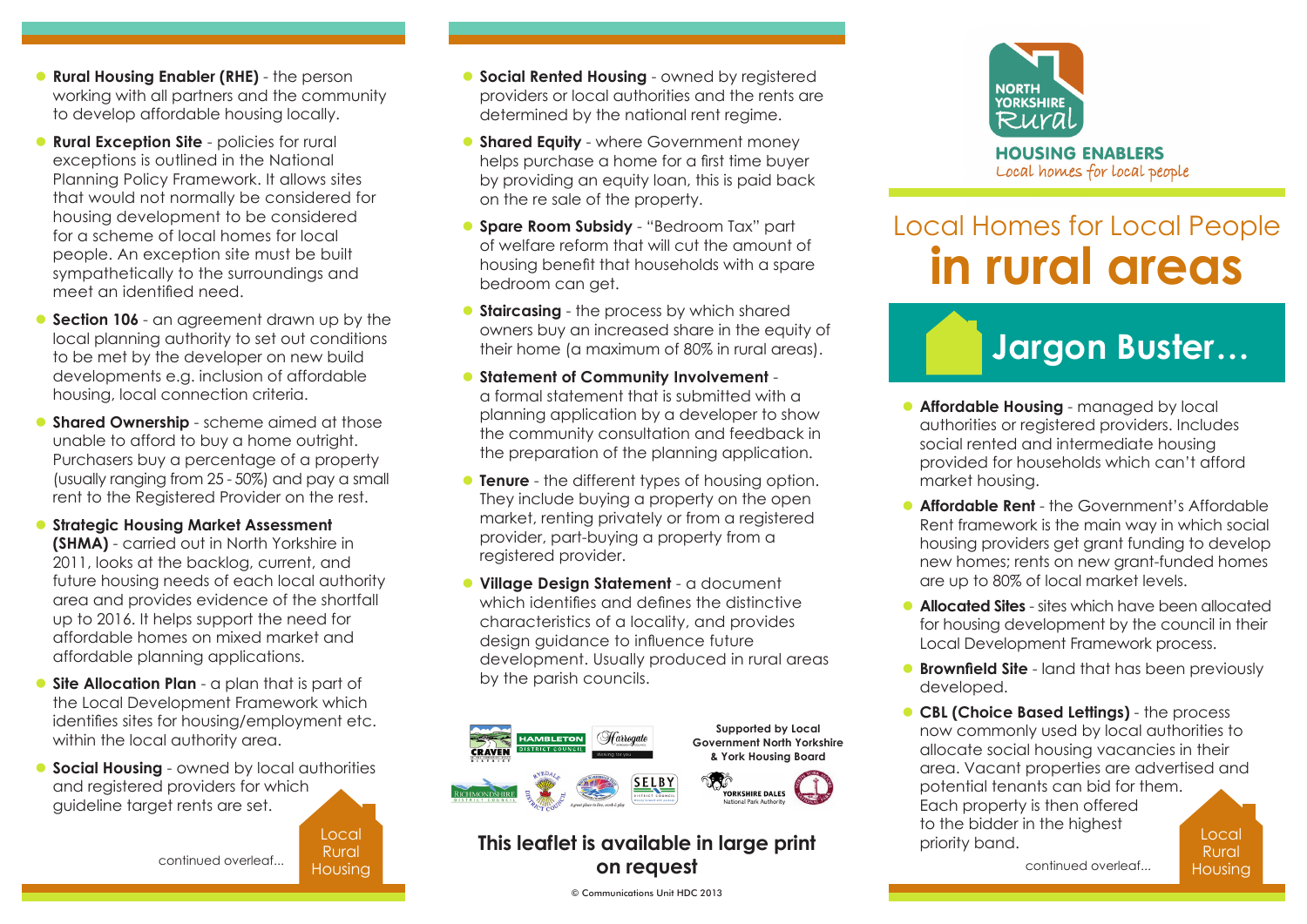**NORTH YORKSHIRE Rural**

**HOUSING ENABLERS**

*Local homes for local people*

# Local Homes for Local People **in rural areas**

## Jargon Buster…

- **Affordable Housing** - managed by local authorities or registered providers. Includes social rented and intermediate housing provided for households which can't afford market housing.
- **Affordable Rent** - the Government's Affordable Rent framework is the main way in which social housing providers get grant funding to develop new homes; rents on new grant-funded homes are up to 80% of local market levels.
- **Allocated Sites** - sites which have been allocated for housing development by the council in their Local Development Framework process.
- **Brownfield Site** - land that has been previously developed.
- **CBL (Choice Based Lettings)** - the process now commonly used by local authorities to allocate social housing vacancies in their area. Vacant properties are advertised and potential tenants can bid for them. Each property is then offered to the bidder in the highest priority band.

continued overleaf...

Local Rural Housing

- **Rural Housing Enabler (RHE)** - the person working with all partners and the community to develop affordable housing locally.
- **Rural Exception Site** - policies for rural exceptions is outlined in the National Planning Policy Framework. It allows sites that would not normally be considered for housing development to be considered for a scheme of local homes for local people. An exception site must be built sympathetically to the surroundings and meet an identified need.
- **Section 106** - an agreement drawn up by the local planning authority to set out conditions to be met by the developer on new build developments e.g. inclusion of affordable housing, local connection criteria.
- **Shared Ownership** - scheme aimed at those unable to afford to buy a home outright. Purchasers buy a percentage of a property (usually ranging from 25 - 50%) and pay a small rent to the Registered Provider on the rest.
- **Strategic Housing Market Assessment (SHMA)** - carried out in North Yorkshire in 2011, looks at the backlog, current, and future housing needs of each local authority area and provides evidence of the shortfall up to 2016. It helps support the need for affordable homes on mixed market and affordable planning applications.
- **Site Allocation Plan** - a plan that is part of the Local Development Framework which identifies sites for housing/employment etc. within the local authority area.
- **Social Housing** - owned by local authorities and registered providers for which guideline target rents are set.

continued overleaf...

Local Rural Housing

- **Social Rented Housing** - owned by registered providers or local authorities and the rents are determined by the national rent regime.
- **Shared Equity** - where Government money helps purchase a home for a first time buyer by providing an equity loan, this is paid back on the re sale of the property.
- **Spare Room Subsidy** - "Bedroom Tax" part of welfare reform that will cut the amount of housing benefit that households with a spare bedroom can get.
- **Staircasing** - the process by which shared owners buy an increased share in the equity of their home (a maximum of 80% in rural areas).
- **Statement of Community Involvement** - a formal statement that is submitted with a planning application by a developer to show the community consultation and feedback in the preparation of the planning application.
- **Tenure** - the different types of housing option. They include buying a property on the open market, renting privately or from a registered provider, part-buying a property from a registered provider.
- **Village Design Statement** - a document which identifies and defines the distinctive characteristics of a locality, and provides design guidance to influence future development. Usually produced in rural areas by the parish councils.

Supported by Local Government North Yorkshire & York Housing Board

**This leaflet is available in large print on request**

© Communications Unit HDC 2013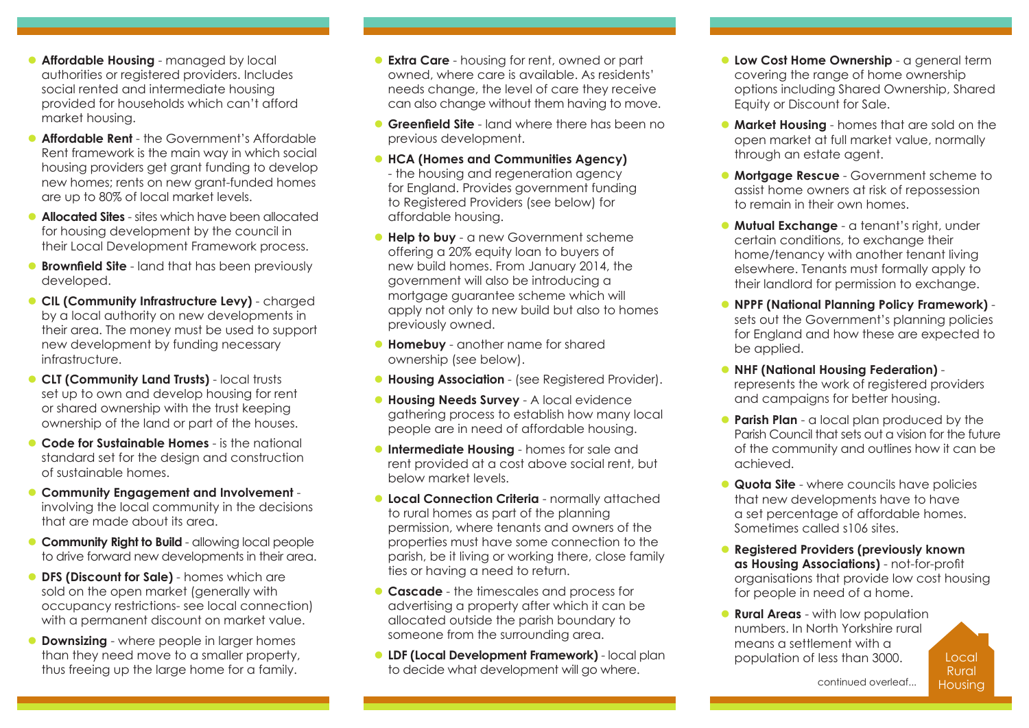- **Affordable Housing** - managed by local authorities or registered providers. Includes social rented and intermediate housing provided for households which can't afford market housing.
- **Affordable Rent** - the Government's Affordable Rent framework is the main way in which social housing providers get grant funding to develop new homes; rents on new grant-funded homes are up to 80% of local market levels.
- **Allocated Sites** - sites which have been allocated for housing development by the council in their Local Development Framework process.
- **Brownfield Site** - land that has been previously developed.
- **CIL (Community Infrastructure Levy)** - charged by a local authority on new developments in their area. The money must be used to support new development by funding necessary infrastructure.
- **CLT (Community Land Trusts)** - local trusts set up to own and develop housing for rent or shared ownership with the trust keeping ownership of the land or part of the houses.
- **Code for Sustainable Homes** - is the national standard set for the design and construction of sustainable homes.
- **Community Engagement and Involvement** - involving the local community in the decisions that are made about its area.
- **Community Right to Build** - allowing local people to drive forward new developments in their area.
- **DFS (Discount for Sale)** - homes which are sold on the open market (generally with occupancy restrictions- see local connection) with a permanent discount on market value.
- **Downsizing** - where people in larger homes than they need move to a smaller property, thus freeing up the large home for a family.
- **Extra Care** - housing for rent, owned or part owned, where care is available. As residents' needs change, the level of care they receive can also change without them having to move.
- **Greenfield Site** - land where there has been no previous development.
- **HCA (Homes and Communities Agency)** - the housing and regeneration agency for England. Provides government funding to Registered Providers (see below) for affordable housing.
- **Help to buy** - a new Government scheme offering a 20% equity loan to buyers of new build homes. From January 2014, the government will also be introducing a mortgage guarantee scheme which will apply not only to new build but also to homes previously owned.
- **Homebuy** - another name for shared ownership (see below).
- **Housing Association** - (see Registered Provider).
- **Housing Needs Survey** - A local evidence gathering process to establish how many local people are in need of affordable housing.
- **Intermediate Housing** - homes for sale and rent provided at a cost above social rent, but below market levels.
- **Local Connection Criteria** - normally attached to rural homes as part of the planning permission, where tenants and owners of the properties must have some connection to the parish, be it living or working there, close family ties or having a need to return.
- **Cascade** - the timescales and process for advertising a property after which it can be allocated outside the parish boundary to someone from the surrounding area.
- **LDF (Local Development Framework)** - local plan to decide what development will go where.
- **Low Cost Home Ownership** - a general term covering the range of home ownership options including Shared Ownership, Shared Equity or Discount for Sale.
- **Market Housing** - homes that are sold on the open market at full market value, normally through an estate agent.
- **Mortgage Rescue** - Government scheme to assist home owners at risk of repossession to remain in their own homes.
- **Mutual Exchange** - a tenant's right, under certain conditions, to exchange their home/tenancy with another tenant living elsewhere. Tenants must formally apply to their landlord for permission to exchange.
- **NPPF (National Planning Policy Framework)** - sets out the Government's planning policies for England and how these are expected to be applied.
- **NHF (National Housing Federation)** - represents the work of registered providers and campaigns for better housing.
- **Parish Plan** - a local plan produced by the Parish Council that sets out a vision for the future of the community and outlines how it can be achieved.
- **Quota Site** - where councils have policies that new developments have to have a set percentage of affordable homes. Sometimes called s106 sites.
- **Registered Providers (previously known as Housing Associations)** - not-for-profit organisations that provide low cost housing for people in need of a home.
- **Rural Areas** - with low population numbers. In North Yorkshire rural means a settlement with a population of less than 3000.

continued overleaf...

Local Rural Housing